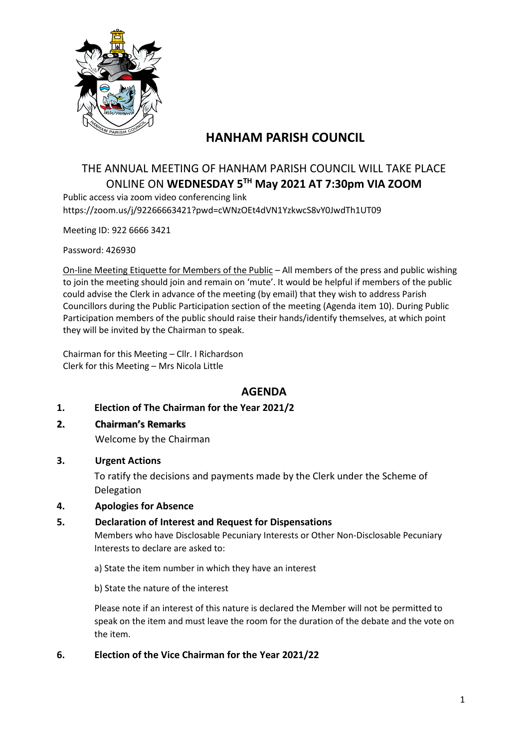# HANHAM PARISH COUNCIL

## THE ANNUAL MEETING OF HANHAM PARISH COUNCIL WILL TAKE PLACE ONLINE ON **WEDNESDAY 5TH May 2021 AT 7:30pm VIA ZOOM**

Public access via zoom video conferencing link
https://zoom.us/j/92266663421?pwd=cWNzOEt4dVN1YzkwcS8vY0JwdTh1UT09

Meeting ID: 922 6666 3421

Password: 426930

On-line Meeting Etiquette for Members of the Public – All members of the press and public wishing to join the meeting should join and remain on 'mute'. It would be helpful if members of the public could advise the Clerk in advance of the meeting (by email) that they wish to address Parish Councillors during the Public Participation section of the meeting (Agenda item 10). During Public Participation members of the public should raise their hands/identify themselves, at which point they will be invited by the Chairman to speak.

Chairman for this Meeting – Cllr. I Richardson
Clerk for this Meeting – Mrs Nicola Little

## AGENDA

**1. Election of The Chairman for the Year 2021/2**

**2. Chairman's Remarks**

Welcome by the Chairman

**3. Urgent Actions**

To ratify the decisions and payments made by the Clerk under the Scheme of Delegation

**4. Apologies for Absence**

**5. Declaration of Interest and Request for Dispensations**

Members who have Disclosable Pecuniary Interests or Other Non-Disclosable Pecuniary Interests to declare are asked to:

a) State the item number in which they have an interest

b) State the nature of the interest

Please note if an interest of this nature is declared the Member will not be permitted to speak on the item and must leave the room for the duration of the debate and the vote on the item.

**6. Election of the Vice Chairman for the Year 2021/22**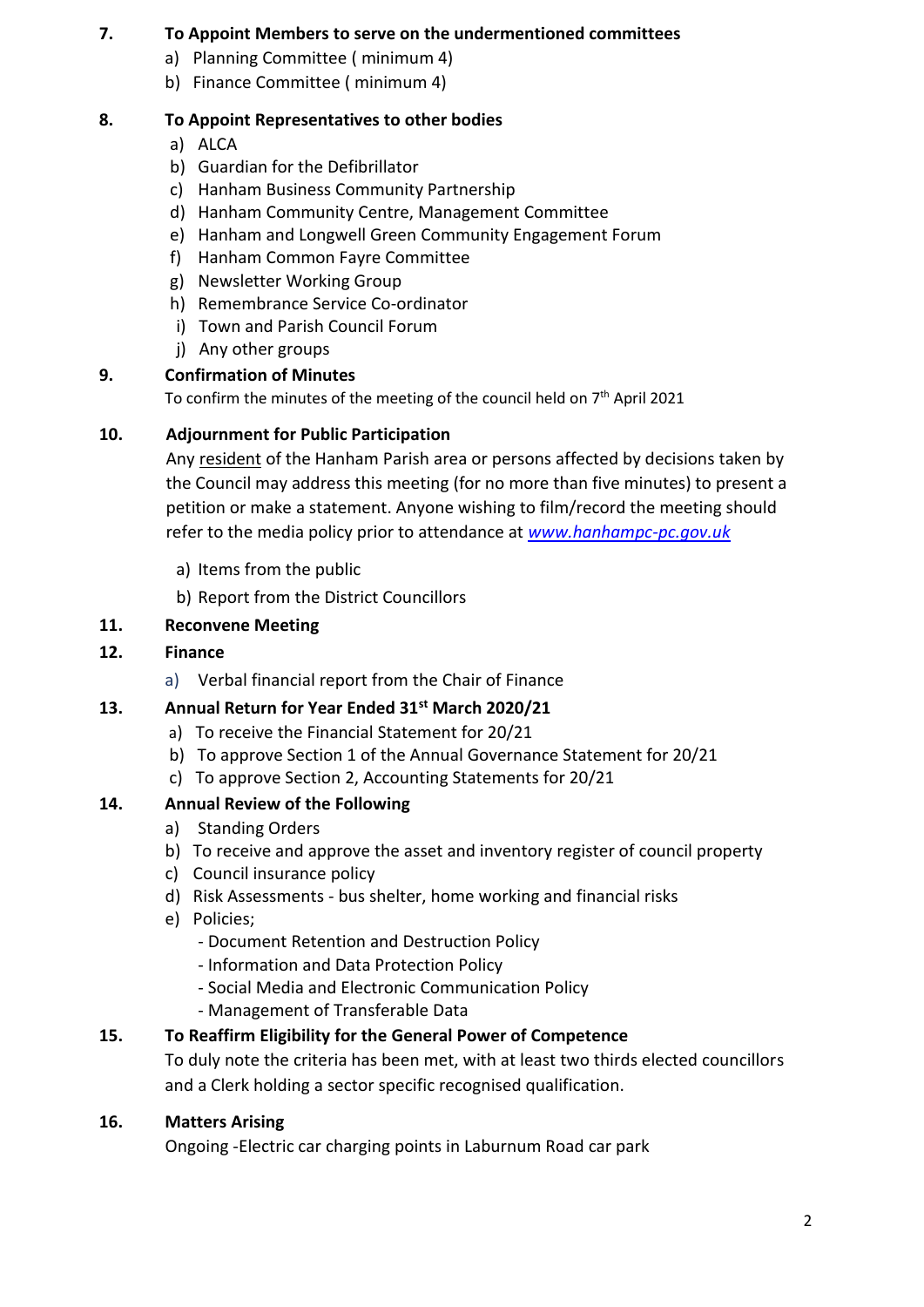**7. To Appoint Members to serve on the undermentioned committees**

a) Planning Committee ( minimum 4)
b) Finance Committee ( minimum 4)

**8. To Appoint Representatives to other bodies**

a) ALCA
b) Guardian for the Defibrillator
c) Hanham Business Community Partnership
d) Hanham Community Centre, Management Committee
e) Hanham and Longwell Green Community Engagement Forum
f) Hanham Common Fayre Committee
g) Newsletter Working Group
h) Remembrance Service Co-ordinator
i) Town and Parish Council Forum
j) Any other groups

**9. Confirmation of Minutes**

To confirm the minutes of the meeting of the council held on 7th April 2021

**10. Adjournment for Public Participation**

Any resident of the Hanham Parish area or persons affected by decisions taken by the Council may address this meeting (for no more than five minutes) to present a petition or make a statement. Anyone wishing to film/record the meeting should refer to the media policy prior to attendance at *www.hanhampc-pc.gov.uk*

a) Items from the public
b) Report from the District Councillors

**11. Reconvene Meeting**

**12. Finance**

a) Verbal financial report from the Chair of Finance

**13. Annual Return for Year Ended 31st March 2020/21**

a) To receive the Financial Statement for 20/21
b) To approve Section 1 of the Annual Governance Statement for 20/21
c) To approve Section 2, Accounting Statements for 20/21

**14. Annual Review of the Following**

a) Standing Orders
b) To receive and approve the asset and inventory register of council property
c) Council insurance policy
d) Risk Assessments - bus shelter, home working and financial risks
e) Policies;
   - Document Retention and Destruction Policy
   - Information and Data Protection Policy
   - Social Media and Electronic Communication Policy
   - Management of Transferable Data

**15. To Reaffirm Eligibility for the General Power of Competence**

To duly note the criteria has been met, with at least two thirds elected councillors and a Clerk holding a sector specific recognised qualification.

**16. Matters Arising**

Ongoing -Electric car charging points in Laburnum Road car park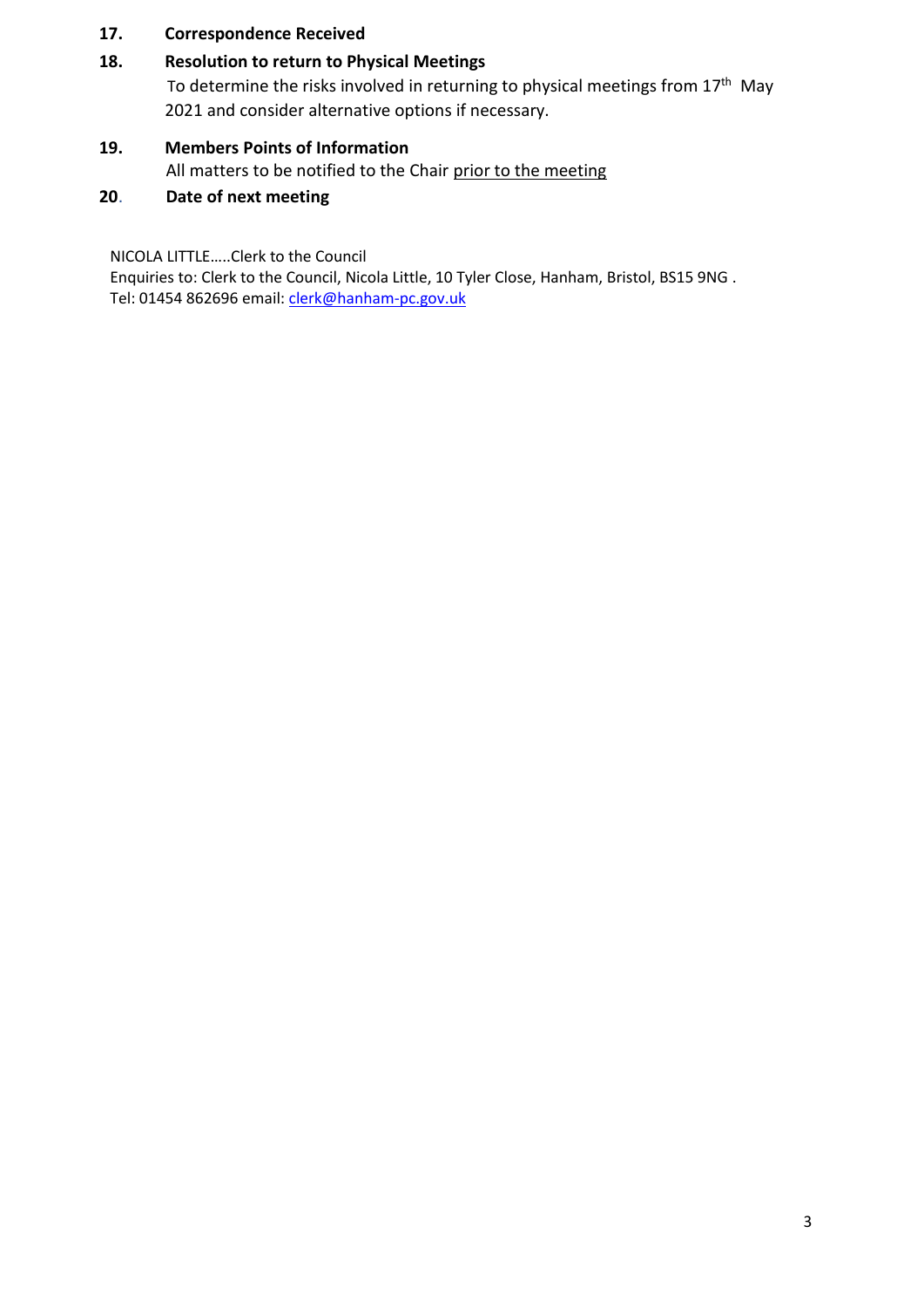**17. Correspondence Received**

**18. Resolution to return to Physical Meetings**

To determine the risks involved in returning to physical meetings from 17th May 2021 and consider alternative options if necessary.

**19. Members Points of Information**

All matters to be notified to the Chair prior to the meeting

**20. Date of next meeting**

NICOLA LITTLE…..Clerk to the Council

Enquiries to: Clerk to the Council, Nicola Little, 10 Tyler Close, Hanham, Bristol, BS15 9NG .
Tel: 01454 862696 email: clerk@hanham-pc.gov.uk